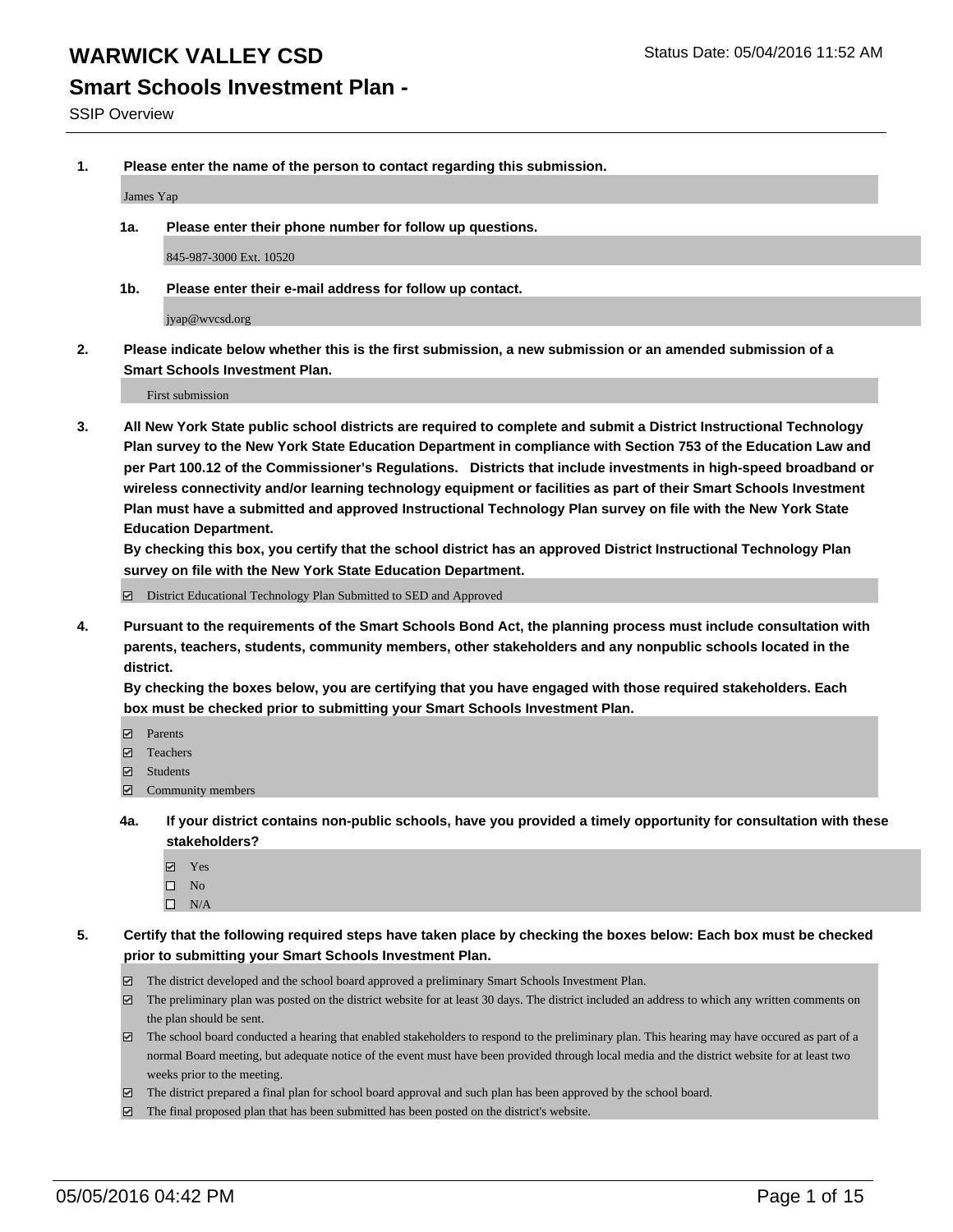# WARWICK VALLEY CSD

Status Date: 05/04/2016 11:52 AM

## Smart Schools Investment Plan -

SSIP Overview

**1. Please enter the name of the person to contact regarding this submission.**

James Yap

**1a. Please enter their phone number for follow up questions.**

845-987-3000 Ext. 10520

**1b. Please enter their e-mail address for follow up contact.**

jyap@wvcsd.org

**2. Please indicate below whether this is the first submission, a new submission or an amended submission of a Smart Schools Investment Plan.**

First submission

**3. All New York State public school districts are required to complete and submit a District Instructional Technology Plan survey to the New York State Education Department in compliance with Section 753 of the Education Law and per Part 100.12 of the Commissioner's Regulations. Districts that include investments in high-speed broadband or wireless connectivity and/or learning technology equipment or facilities as part of their Smart Schools Investment Plan must have a submitted and approved Instructional Technology Plan survey on file with the New York State Education Department.**

**By checking this box, you certify that the school district has an approved District Instructional Technology Plan survey on file with the New York State Education Department.**

- [x] District Educational Technology Plan Submitted to SED and Approved

**4. Pursuant to the requirements of the Smart Schools Bond Act, the planning process must include consultation with parents, teachers, students, community members, other stakeholders and any nonpublic schools located in the district.**

**By checking the boxes below, you are certifying that you have engaged with those required stakeholders. Each box must be checked prior to submitting your Smart Schools Investment Plan.**

- [x] Parents
- [x] Teachers
- [x] Students
- [x] Community members

**4a. If your district contains non-public schools, have you provided a timely opportunity for consultation with these stakeholders?**

- [x] Yes
- [ ] No
- [ ] N/A

**5. Certify that the following required steps have taken place by checking the boxes below: Each box must be checked prior to submitting your Smart Schools Investment Plan.**

- [x] The district developed and the school board approved a preliminary Smart Schools Investment Plan.
- [x] The preliminary plan was posted on the district website for at least 30 days. The district included an address to which any written comments on the plan should be sent.
- [x] The school board conducted a hearing that enabled stakeholders to respond to the preliminary plan. This hearing may have occured as part of a normal Board meeting, but adequate notice of the event must have been provided through local media and the district website for at least two weeks prior to the meeting.
- [x] The district prepared a final plan for school board approval and such plan has been approved by the school board.
- [x] The final proposed plan that has been submitted has been posted on the district's website.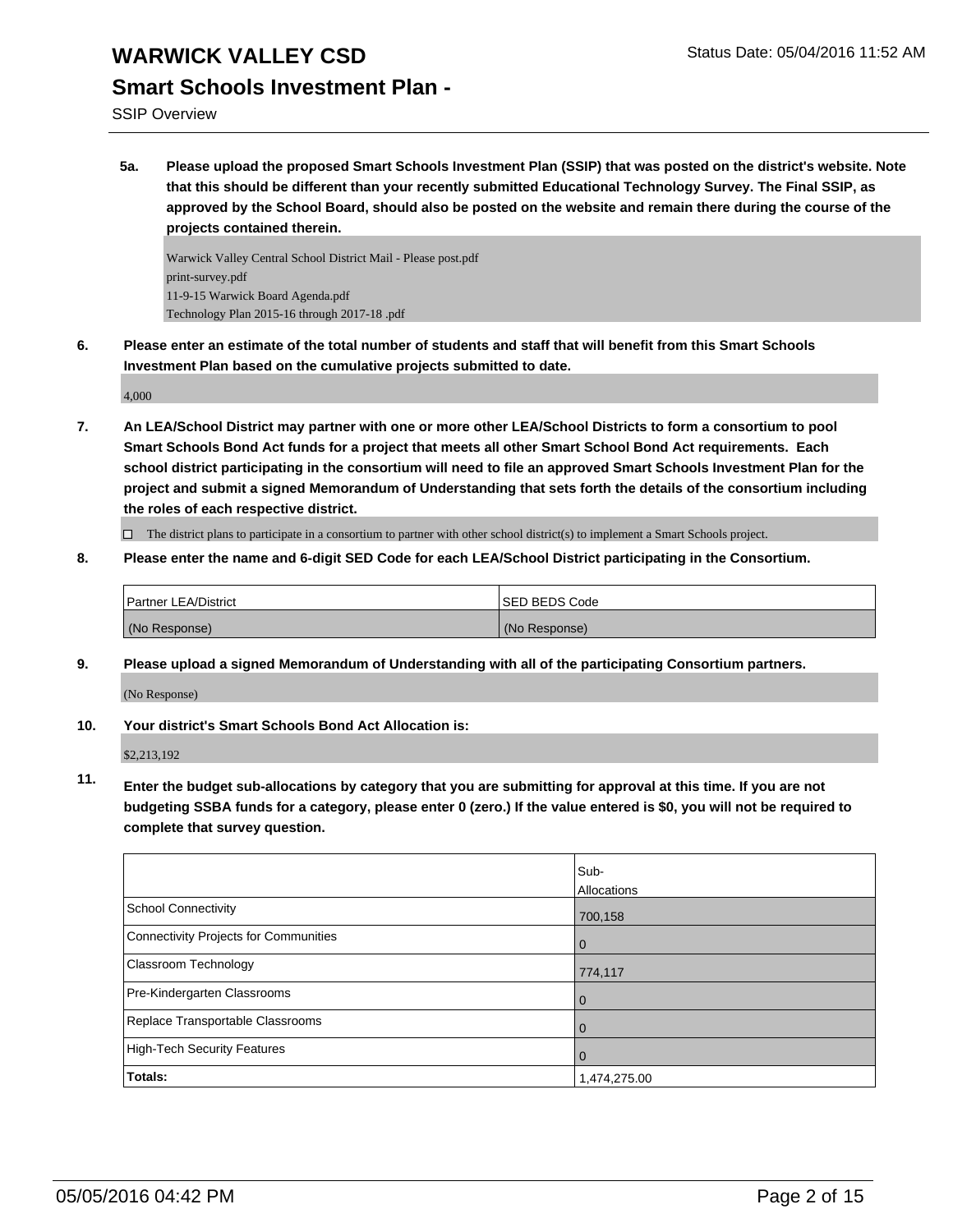# WARWICK VALLEY CSD

Status Date: 05/04/2016 11:52 AM

## Smart Schools Investment Plan -

SSIP Overview

**5a. Please upload the proposed Smart Schools Investment Plan (SSIP) that was posted on the district's website. Note that this should be different than your recently submitted Educational Technology Survey. The Final SSIP, as approved by the School Board, should also be posted on the website and remain there during the course of the projects contained therein.**

Warwick Valley Central School District Mail - Please post.pdf
print-survey.pdf
11-9-15 Warwick Board Agenda.pdf
Technology Plan 2015-16 through 2017-18 .pdf

**6. Please enter an estimate of the total number of students and staff that will benefit from this Smart Schools Investment Plan based on the cumulative projects submitted to date.**

4,000

**7. An LEA/School District may partner with one or more other LEA/School Districts to form a consortium to pool Smart Schools Bond Act funds for a project that meets all other Smart School Bond Act requirements. Each school district participating in the consortium will need to file an approved Smart Schools Investment Plan for the project and submit a signed Memorandum of Understanding that sets forth the details of the consortium including the roles of each respective district.**

☐ The district plans to participate in a consortium to partner with other school district(s) to implement a Smart Schools project.

**8. Please enter the name and 6-digit SED Code for each LEA/School District participating in the Consortium.**

| Partner LEA/District | SED BEDS Code |
|---|---|
| (No Response) | (No Response) |

**9. Please upload a signed Memorandum of Understanding with all of the participating Consortium partners.**

(No Response)

**10. Your district's Smart Schools Bond Act Allocation is:**

$2,213,192

**11. Enter the budget sub-allocations by category that you are submitting for approval at this time. If you are not budgeting SSBA funds for a category, please enter 0 (zero.) If the value entered is $0, you will not be required to complete that survey question.**

| | Sub-Allocations |
|---|---|
| School Connectivity | 700,158 |
| Connectivity Projects for Communities | 0 |
| Classroom Technology | 774,117 |
| Pre-Kindergarten Classrooms | 0 |
| Replace Transportable Classrooms | 0 |
| High-Tech Security Features | 0 |
| **Totals:** | 1,474,275.00 |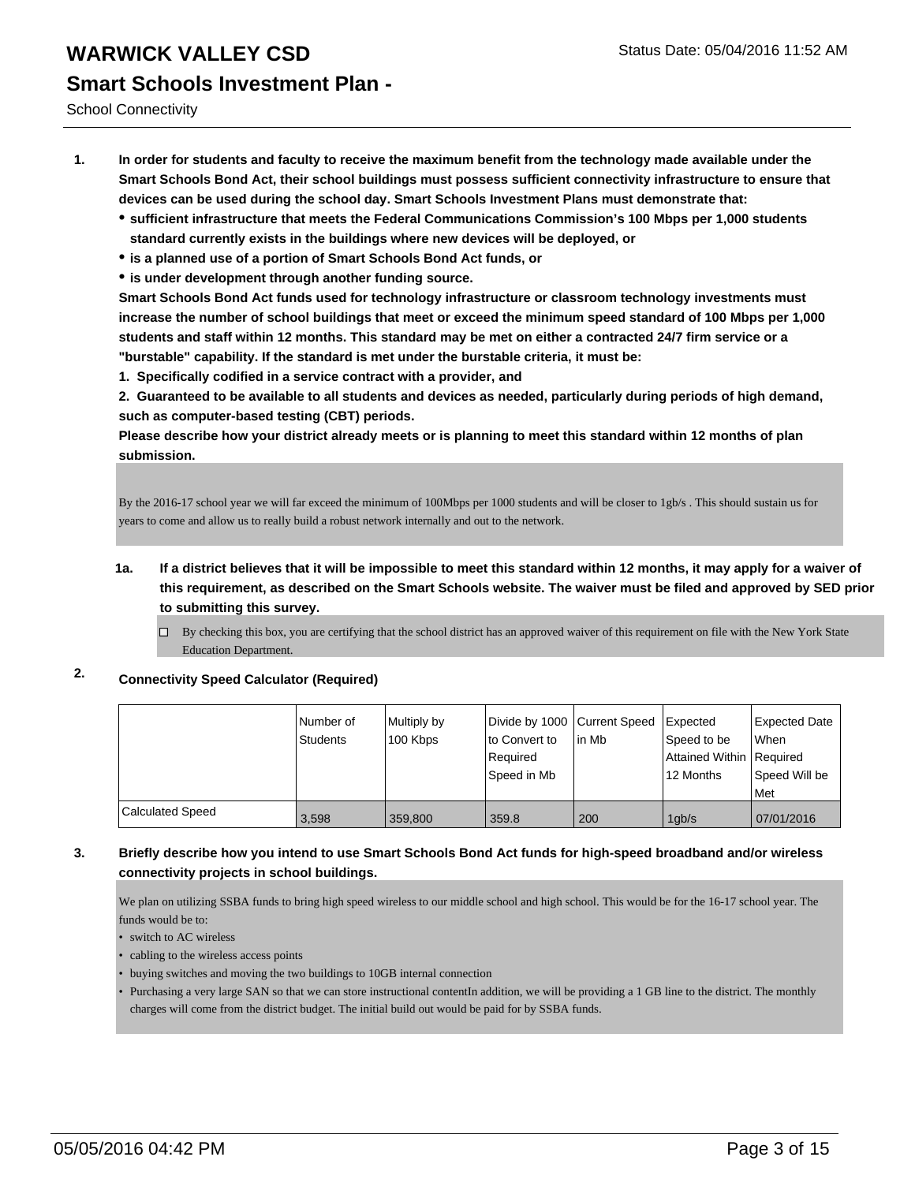# WARWICK VALLEY CSD

Status Date: 05/04/2016 11:52 AM

## Smart Schools Investment Plan -

School Connectivity

1. **In order for students and faculty to receive the maximum benefit from the technology made available under the Smart Schools Bond Act, their school buildings must possess sufficient connectivity infrastructure to ensure that devices can be used during the school day. Smart Schools Investment Plans must demonstrate that:**
   - **sufficient infrastructure that meets the Federal Communications Commission's 100 Mbps per 1,000 students standard currently exists in the buildings where new devices will be deployed, or**
   - **is a planned use of a portion of Smart Schools Bond Act funds, or**
   - **is under development through another funding source.**

   **Smart Schools Bond Act funds used for technology infrastructure or classroom technology investments must increase the number of school buildings that meet or exceed the minimum speed standard of 100 Mbps per 1,000 students and staff within 12 months. This standard may be met on either a contracted 24/7 firm service or a "burstable" capability. If the standard is met under the burstable criteria, it must be:**

   **1. Specifically codified in a service contract with a provider, and**

   **2. Guaranteed to be available to all students and devices as needed, particularly during periods of high demand, such as computer-based testing (CBT) periods.**

   **Please describe how your district already meets or is planning to meet this standard within 12 months of plan submission.**

   By the 2016-17 school year we will far exceed the minimum of 100Mbps per 1000 students and will be closer to 1gb/s . This should sustain us for years to come and allow us to really build a robust network internally and out to the network.

   **1a. If a district believes that it will be impossible to meet this standard within 12 months, it may apply for a waiver of this requirement, as described on the Smart Schools website. The waiver must be filed and approved by SED prior to submitting this survey.**

   ☐ By checking this box, you are certifying that the school district has an approved waiver of this requirement on file with the New York State Education Department.

2. **Connectivity Speed Calculator (Required)**

| | Number of Students | Multiply by 100 Kbps | Divide by 1000 to Convert to Required Speed in Mb | Current Speed in Mb | Expected Speed to be Attained Within 12 Months | Expected Date When Required Speed Will be Met |
|---|---|---|---|---|---|---|
| Calculated Speed | 3,598 | 359,800 | 359.8 | 200 | 1gb/s | 07/01/2016 |

3. **Briefly describe how you intend to use Smart Schools Bond Act funds for high-speed broadband and/or wireless connectivity projects in school buildings.**

   We plan on utilizing SSBA funds to bring high speed wireless to our middle school and high school. This would be for the 16-17 school year. The funds would be to:
   - switch to AC wireless
   - cabling to the wireless access points
   - buying switches and moving the two buildings to 10GB internal connection
   - Purchasing a very large SAN so that we can store instructional contentIn addition, we will be providing a 1 GB line to the district. The monthly charges will come from the district budget. The initial build out would be paid for by SSBA funds.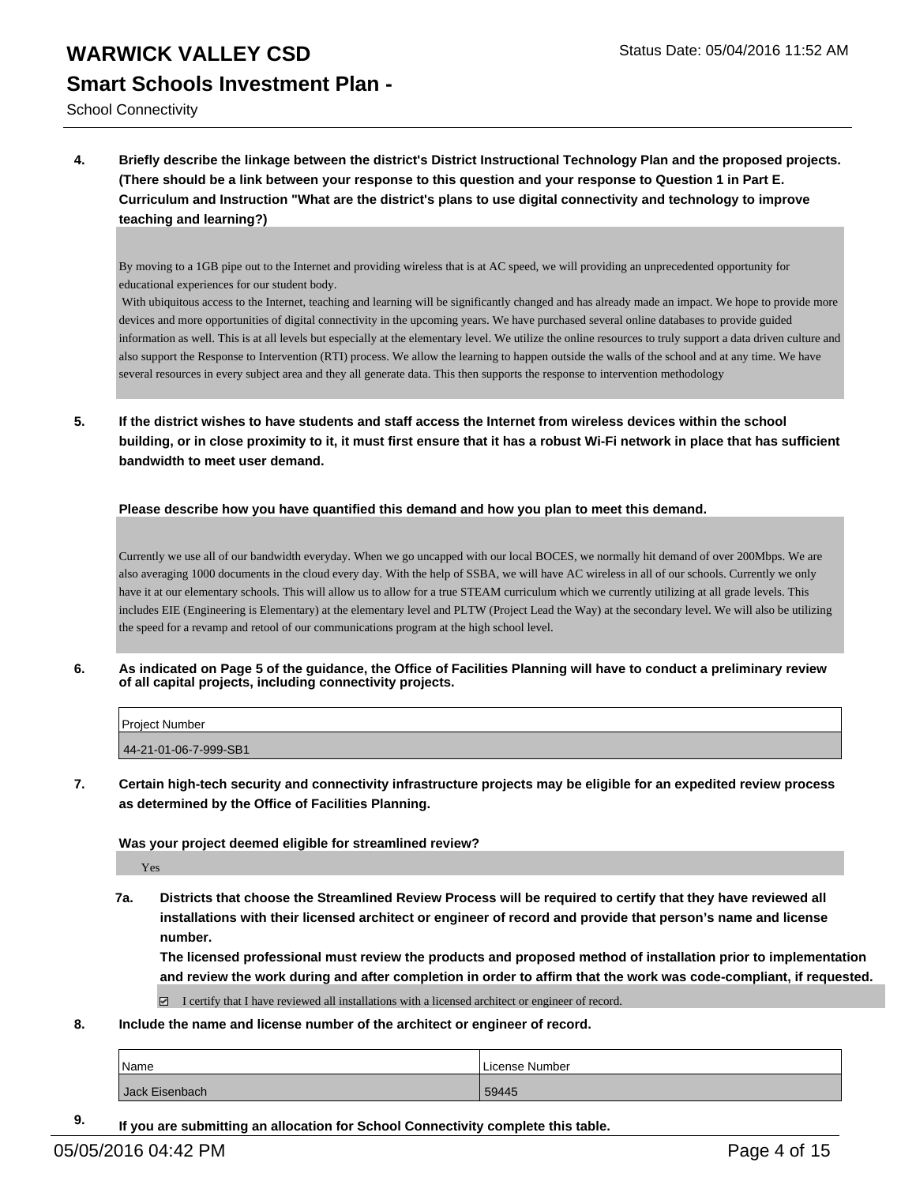**4. Briefly describe the linkage between the district's District Instructional Technology Plan and the proposed projects. (There should be a link between your response to this question and your response to Question 1 in Part E. Curriculum and Instruction "What are the district's plans to use digital connectivity and technology to improve teaching and learning?)**

By moving to a 1GB pipe out to the Internet and providing wireless that is at AC speed, we will providing an unprecedented opportunity for educational experiences for our student body.
With ubiquitous access to the Internet, teaching and learning will be significantly changed and has already made an impact. We hope to provide more devices and more opportunities of digital connectivity in the upcoming years. We have purchased several online databases to provide guided information as well. This is at all levels but especially at the elementary level. We utilize the online resources to truly support a data driven culture and also support the Response to Intervention (RTI) process. We allow the learning to happen outside the walls of the school and at any time. We have several resources in every subject area and they all generate data. This then supports the response to intervention methodology

**5. If the district wishes to have students and staff access the Internet from wireless devices within the school building, or in close proximity to it, it must first ensure that it has a robust Wi-Fi network in place that has sufficient bandwidth to meet user demand.**

**Please describe how you have quantified this demand and how you plan to meet this demand.**

Currently we use all of our bandwidth everyday. When we go uncapped with our local BOCES, we normally hit demand of over 200Mbps. We are also averaging 1000 documents in the cloud every day. With the help of SSBA, we will have AC wireless in all of our schools. Currently we only have it at our elementary schools. This will allow us to allow for a true STEAM curriculum which we currently utilizing at all grade levels. This includes EIE (Engineering is Elementary) at the elementary level and PLTW (Project Lead the Way) at the secondary level. We will also be utilizing the speed for a revamp and retool of our communications program at the high school level.

**6. As indicated on Page 5 of the guidance, the Office of Facilities Planning will have to conduct a preliminary review of all capital projects, including connectivity projects.**

| Project Number |
|---|
| 44-21-01-06-7-999-SB1 |

**7. Certain high-tech security and connectivity infrastructure projects may be eligible for an expedited review process as determined by the Office of Facilities Planning.**

**Was your project deemed eligible for streamlined review?**

Yes

**7a. Districts that choose the Streamlined Review Process will be required to certify that they have reviewed all installations with their licensed architect or engineer of record and provide that person's name and license number.**
**The licensed professional must review the products and proposed method of installation prior to implementation and review the work during and after completion in order to affirm that the work was code-compliant, if requested.**

☑ I certify that I have reviewed all installations with a licensed architect or engineer of record.

**8. Include the name and license number of the architect or engineer of record.**

| Name | License Number |
|---|---|
| Jack Eisenbach | 59445 |

**9. If you are submitting an allocation for School Connectivity complete this table.**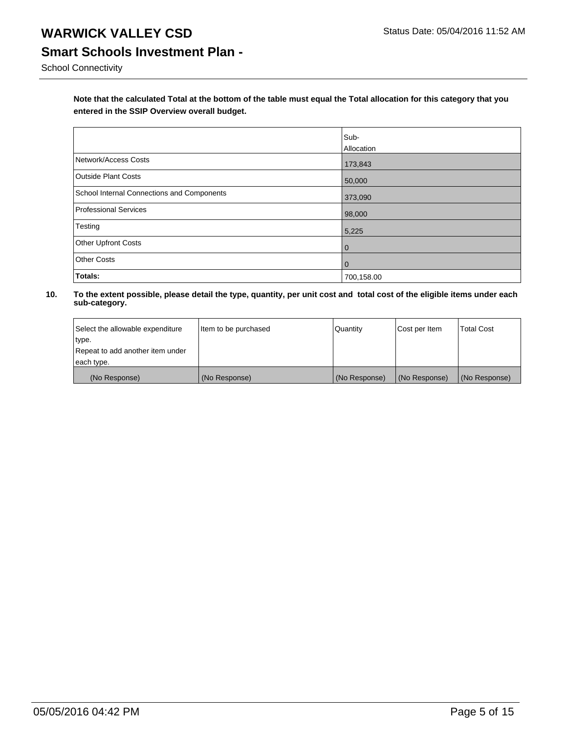**Note that the calculated Total at the bottom of the table must equal the Total allocation for this category that you entered in the SSIP Overview overall budget.**

| | Sub-Allocation |
|---|---|
| Network/Access Costs | 173,843 |
| Outside Plant Costs | 50,000 |
| School Internal Connections and Components | 373,090 |
| Professional Services | 98,000 |
| Testing | 5,225 |
| Other Upfront Costs | 0 |
| Other Costs | 0 |
| **Totals:** | 700,158.00 |

**10. To the extent possible, please detail the type, quantity, per unit cost and total cost of the eligible items under each sub-category.**

| Select the allowable expenditure type. Repeat to add another item under each type. | Item to be purchased | Quantity | Cost per Item | Total Cost |
|---|---|---|---|---|
| (No Response) | (No Response) | (No Response) | (No Response) | (No Response) |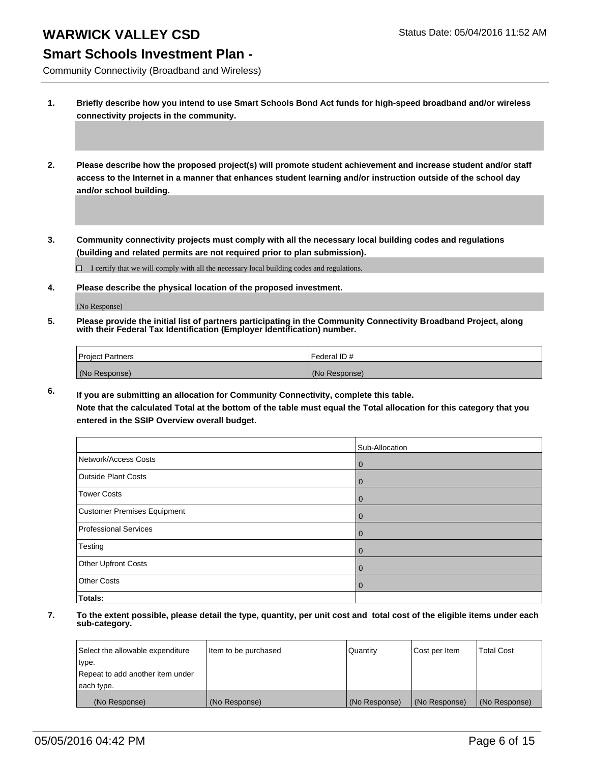# WARWICK VALLEY CSD

Status Date: 05/04/2016 11:52 AM

## Smart Schools Investment Plan -

Community Connectivity (Broadband and Wireless)

1. **Briefly describe how you intend to use Smart Schools Bond Act funds for high-speed broadband and/or wireless connectivity projects in the community.**

2. **Please describe how the proposed project(s) will promote student achievement and increase student and/or staff access to the Internet in a manner that enhances student learning and/or instruction outside of the school day and/or school building.**

3. **Community connectivity projects must comply with all the necessary local building codes and regulations (building and related permits are not required prior to plan submission).**

   ☐ I certify that we will comply with all the necessary local building codes and regulations.

4. **Please describe the physical location of the proposed investment.**

   (No Response)

5. **Please provide the initial list of partners participating in the Community Connectivity Broadband Project, along with their Federal Tax Identification (Employer Identification) number.**

| Project Partners | Federal ID # |
|---|---|
| (No Response) | (No Response) |

6. **If you are submitting an allocation for Community Connectivity, complete this table. Note that the calculated Total at the bottom of the table must equal the Total allocation for this category that you entered in the SSIP Overview overall budget.**

| | Sub-Allocation |
|---|---|
| Network/Access Costs | 0 |
| Outside Plant Costs | 0 |
| Tower Costs | 0 |
| Customer Premises Equipment | 0 |
| Professional Services | 0 |
| Testing | 0 |
| Other Upfront Costs | 0 |
| Other Costs | 0 |
| **Totals:** | |

7. **To the extent possible, please detail the type, quantity, per unit cost and total cost of the eligible items under each sub-category.**

| Select the allowable expenditure type. Repeat to add another item under each type. | Item to be purchased | Quantity | Cost per Item | Total Cost |
|---|---|---|---|---|
| (No Response) | (No Response) | (No Response) | (No Response) | (No Response) |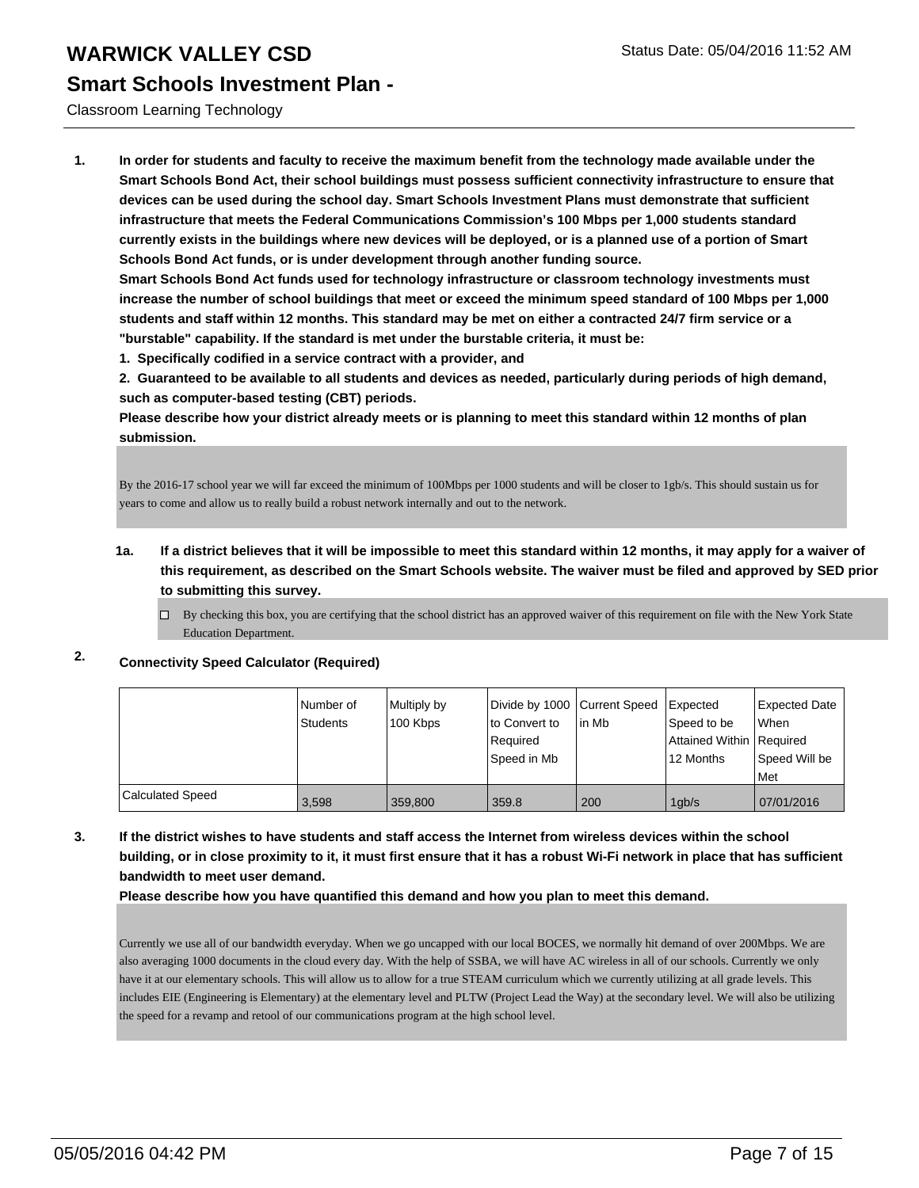# WARWICK VALLEY CSD

Status Date: 05/04/2016 11:52 AM

## Smart Schools Investment Plan -

Classroom Learning Technology

**1. In order for students and faculty to receive the maximum benefit from the technology made available under the Smart Schools Bond Act, their school buildings must possess sufficient connectivity infrastructure to ensure that devices can be used during the school day. Smart Schools Investment Plans must demonstrate that sufficient infrastructure that meets the Federal Communications Commission's 100 Mbps per 1,000 students standard currently exists in the buildings where new devices will be deployed, or is a planned use of a portion of Smart Schools Bond Act funds, or is under development through another funding source.**

**Smart Schools Bond Act funds used for technology infrastructure or classroom technology investments must increase the number of school buildings that meet or exceed the minimum speed standard of 100 Mbps per 1,000 students and staff within 12 months. This standard may be met on either a contracted 24/7 firm service or a "burstable" capability. If the standard is met under the burstable criteria, it must be:**

**1. Specifically codified in a service contract with a provider, and**

**2. Guaranteed to be available to all students and devices as needed, particularly during periods of high demand, such as computer-based testing (CBT) periods.**

**Please describe how your district already meets or is planning to meet this standard within 12 months of plan submission.**

By the 2016-17 school year we will far exceed the minimum of 100Mbps per 1000 students and will be closer to 1gb/s. This should sustain us for years to come and allow us to really build a robust network internally and out to the network.

**1a. If a district believes that it will be impossible to meet this standard within 12 months, it may apply for a waiver of this requirement, as described on the Smart Schools website. The waiver must be filed and approved by SED prior to submitting this survey.**

☐ By checking this box, you are certifying that the school district has an approved waiver of this requirement on file with the New York State Education Department.

**2. Connectivity Speed Calculator (Required)**

| | Number of Students | Multiply by 100 Kbps | Divide by 1000 to Convert to Required Speed in Mb | Current Speed in Mb | Expected Speed to be Attained Within 12 Months | Expected Date When Required Speed Will be Met |
|---|---|---|---|---|---|---|
| Calculated Speed | 3,598 | 359,800 | 359.8 | 200 | 1gb/s | 07/01/2016 |

**3. If the district wishes to have students and staff access the Internet from wireless devices within the school building, or in close proximity to it, it must first ensure that it has a robust Wi-Fi network in place that has sufficient bandwidth to meet user demand.**

**Please describe how you have quantified this demand and how you plan to meet this demand.**

Currently we use all of our bandwidth everyday. When we go uncapped with our local BOCES, we normally hit demand of over 200Mbps. We are also averaging 1000 documents in the cloud every day. With the help of SSBA, we will have AC wireless in all of our schools. Currently we only have it at our elementary schools. This will allow us to allow for a true STEAM curriculum which we currently utilizing at all grade levels. This includes EIE (Engineering is Elementary) at the elementary level and PLTW (Project Lead the Way) at the secondary level. We will also be utilizing the speed for a revamp and retool of our communications program at the high school level.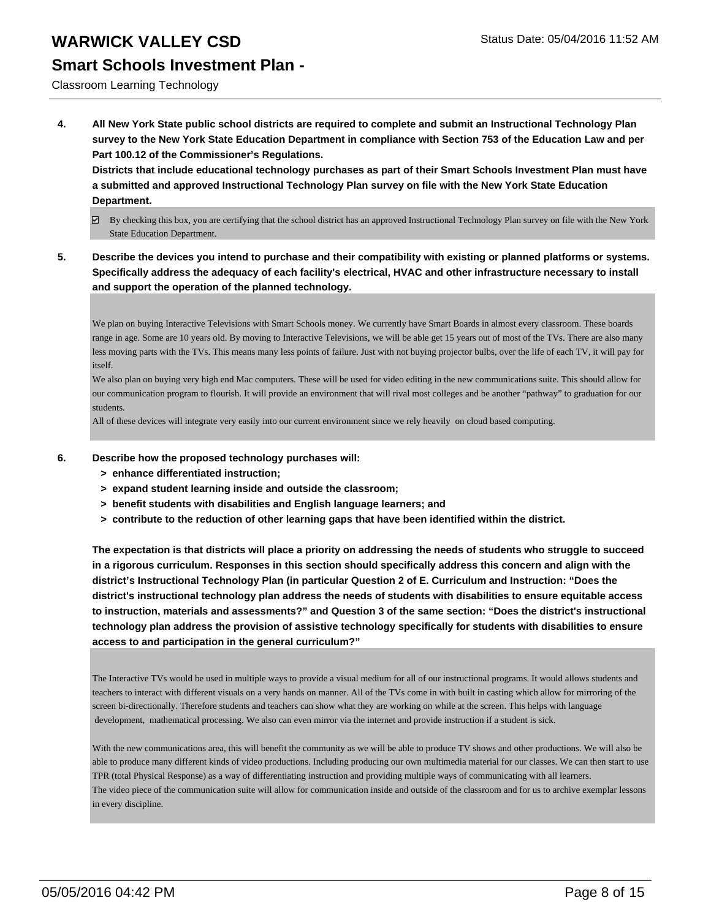**4. All New York State public school districts are required to complete and submit an Instructional Technology Plan survey to the New York State Education Department in compliance with Section 753 of the Education Law and per Part 100.12 of the Commissioner's Regulations.**

**Districts that include educational technology purchases as part of their Smart Schools Investment Plan must have a submitted and approved Instructional Technology Plan survey on file with the New York State Education Department.**

☑ By checking this box, you are certifying that the school district has an approved Instructional Technology Plan survey on file with the New York State Education Department.

**5. Describe the devices you intend to purchase and their compatibility with existing or planned platforms or systems. Specifically address the adequacy of each facility's electrical, HVAC and other infrastructure necessary to install and support the operation of the planned technology.**

We plan on buying Interactive Televisions with Smart Schools money. We currently have Smart Boards in almost every classroom. These boards range in age. Some are 10 years old. By moving to Interactive Televisions, we will be able get 15 years out of most of the TVs. There are also many less moving parts with the TVs. This means many less points of failure. Just with not buying projector bulbs, over the life of each TV, it will pay for itself.
We also plan on buying very high end Mac computers. These will be used for video editing in the new communications suite. This should allow for our communication program to flourish. It will provide an environment that will rival most colleges and be another "pathway" to graduation for our students.
All of these devices will integrate very easily into our current environment since we rely heavily on cloud based computing.

**6. Describe how the proposed technology purchases will:**
- **> enhance differentiated instruction;**
- **> expand student learning inside and outside the classroom;**
- **> benefit students with disabilities and English language learners; and**
- **> contribute to the reduction of other learning gaps that have been identified within the district.**

**The expectation is that districts will place a priority on addressing the needs of students who struggle to succeed in a rigorous curriculum. Responses in this section should specifically address this concern and align with the district's Instructional Technology Plan (in particular Question 2 of E. Curriculum and Instruction: "Does the district's instructional technology plan address the needs of students with disabilities to ensure equitable access to instruction, materials and assessments?" and Question 3 of the same section: "Does the district's instructional technology plan address the provision of assistive technology specifically for students with disabilities to ensure access to and participation in the general curriculum?"**

The Interactive TVs would be used in multiple ways to provide a visual medium for all of our instructional programs. It would allows students and teachers to interact with different visuals on a very hands on manner. All of the TVs come in with built in casting which allow for mirroring of the screen bi-directionally. Therefore students and teachers can show what they are working on while at the screen. This helps with language development, mathematical processing. We also can even mirror via the internet and provide instruction if a student is sick.

With the new communications area, this will benefit the community as we will be able to produce TV shows and other productions. We will also be able to produce many different kinds of video productions. Including producing our own multimedia material for our classes. We can then start to use TPR (total Physical Response) as a way of differentiating instruction and providing multiple ways of communicating with all learners.
The video piece of the communication suite will allow for communication inside and outside of the classroom and for us to archive exemplar lessons in every discipline.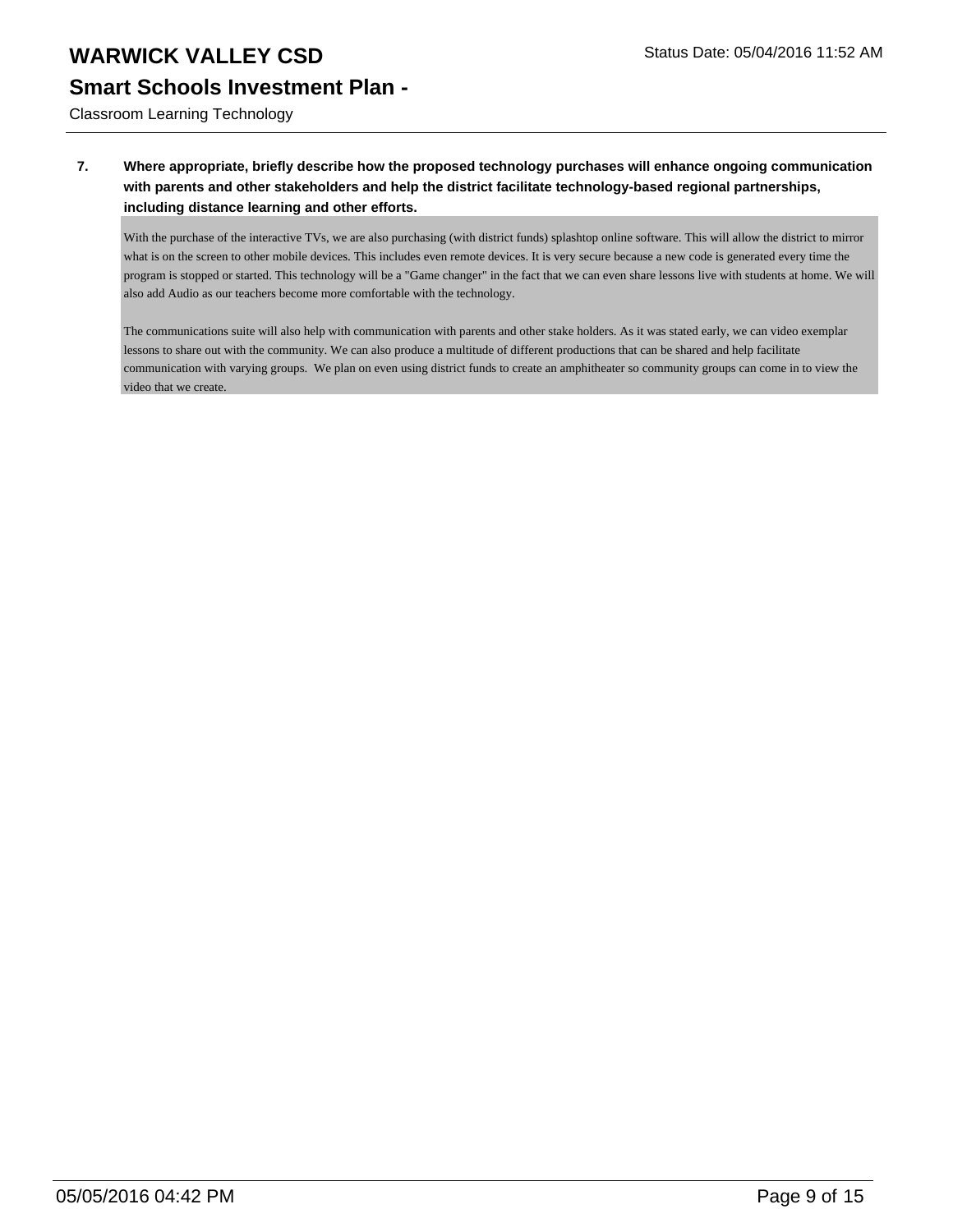**7. Where appropriate, briefly describe how the proposed technology purchases will enhance ongoing communication with parents and other stakeholders and help the district facilitate technology-based regional partnerships, including distance learning and other efforts.**

With the purchase of the interactive TVs, we are also purchasing (with district funds) splashtop online software. This will allow the district to mirror what is on the screen to other mobile devices. This includes even remote devices. It is very secure because a new code is generated every time the program is stopped or started. This technology will be a "Game changer" in the fact that we can even share lessons live with students at home. We will also add Audio as our teachers become more comfortable with the technology.

The communications suite will also help with communication with parents and other stake holders. As it was stated early, we can video exemplar lessons to share out with the community. We can also produce a multitude of different productions that can be shared and help facilitate communication with varying groups. We plan on even using district funds to create an amphitheater so community groups can come in to view the video that we create.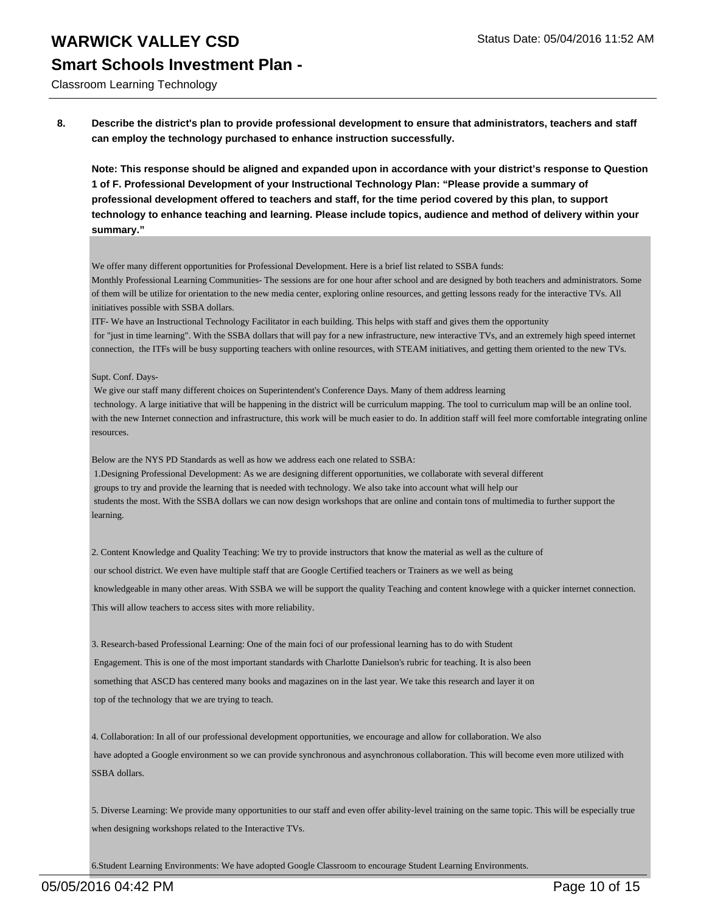**8. Describe the district's plan to provide professional development to ensure that administrators, teachers and staff can employ the technology purchased to enhance instruction successfully.**

**Note: This response should be aligned and expanded upon in accordance with your district's response to Question 1 of F. Professional Development of your Instructional Technology Plan: "Please provide a summary of professional development offered to teachers and staff, for the time period covered by this plan, to support technology to enhance teaching and learning. Please include topics, audience and method of delivery within your summary."**

We offer many different opportunities for Professional Development. Here is a brief list related to SSBA funds:
Monthly Professional Learning Communities- The sessions are for one hour after school and are designed by both teachers and administrators. Some of them will be utilize for orientation to the new media center, exploring online resources, and getting lessons ready for the interactive TVs. All initiatives possible with SSBA dollars.
ITF- We have an Instructional Technology Facilitator in each building. This helps with staff and gives them the opportunity for "just in time learning". With the SSBA dollars that will pay for a new infrastructure, new interactive TVs, and an extremely high speed internet connection, the ITFs will be busy supporting teachers with online resources, with STEAM initiatives, and getting them oriented to the new TVs.

Supt. Conf. Days-
We give our staff many different choices on Superintendent's Conference Days. Many of them address learning technology. A large initiative that will be happening in the district will be curriculum mapping. The tool to curriculum map will be an online tool. with the new Internet connection and infrastructure, this work will be much easier to do. In addition staff will feel more comfortable integrating online resources.

Below are the NYS PD Standards as well as how we address each one related to SSBA:
1.Designing Professional Development: As we are designing different opportunities, we collaborate with several different groups to try and provide the learning that is needed with technology. We also take into account what will help our students the most. With the SSBA dollars we can now design workshops that are online and contain tons of multimedia to further support the learning.

2. Content Knowledge and Quality Teaching: We try to provide instructors that know the material as well as the culture of our school district. We even have multiple staff that are Google Certified teachers or Trainers as we well as being knowledgeable in many other areas. With SSBA we will be support the quality Teaching and content knowlege with a quicker internet connection. This will allow teachers to access sites with more reliability.

3. Research-based Professional Learning: One of the main foci of our professional learning has to do with Student Engagement. This is one of the most important standards with Charlotte Danielson's rubric for teaching. It is also been something that ASCD has centered many books and magazines on in the last year. We take this research and layer it on top of the technology that we are trying to teach.

4. Collaboration: In all of our professional development opportunities, we encourage and allow for collaboration. We also have adopted a Google environment so we can provide synchronous and asynchronous collaboration. This will become even more utilized with SSBA dollars.

5. Diverse Learning: We provide many opportunities to our staff and even offer ability-level training on the same topic. This will be especially true when designing workshops related to the Interactive TVs.

6.Student Learning Environments: We have adopted Google Classroom to encourage Student Learning Environments.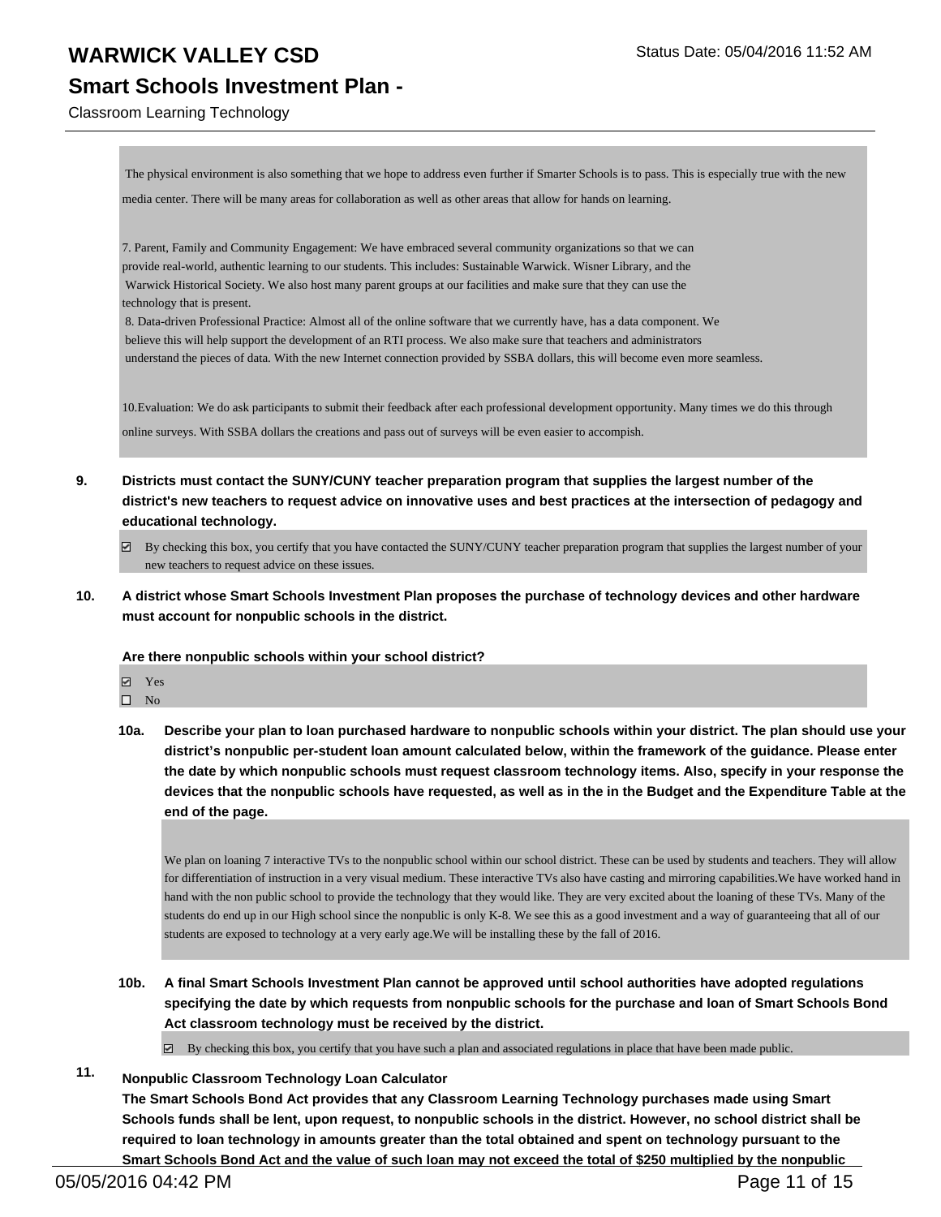The physical environment is also something that we hope to address even further if Smarter Schools is to pass. This is especially true with the new media center. There will be many areas for collaboration as well as other areas that allow for hands on learning.

7. Parent, Family and Community Engagement: We have embraced several community organizations so that we can provide real-world, authentic learning to our students. This includes: Sustainable Warwick. Wisner Library, and the Warwick Historical Society. We also host many parent groups at our facilities and make sure that they can use the technology that is present.

8. Data-driven Professional Practice: Almost all of the online software that we currently have, has a data component. We believe this will help support the development of an RTI process. We also make sure that teachers and administrators understand the pieces of data. With the new Internet connection provided by SSBA dollars, this will become even more seamless.

10.Evaluation: We do ask participants to submit their feedback after each professional development opportunity. Many times we do this through online surveys. With SSBA dollars the creations and pass out of surveys will be even easier to accomplish.

**9. Districts must contact the SUNY/CUNY teacher preparation program that supplies the largest number of the district's new teachers to request advice on innovative uses and best practices at the intersection of pedagogy and educational technology.**

☑ By checking this box, you certify that you have contacted the SUNY/CUNY teacher preparation program that supplies the largest number of your new teachers to request advice on these issues.

**10. A district whose Smart Schools Investment Plan proposes the purchase of technology devices and other hardware must account for nonpublic schools in the district.**

**Are there nonpublic schools within your school district?**

☑ Yes
☐ No

**10a. Describe your plan to loan purchased hardware to nonpublic schools within your district. The plan should use your district's nonpublic per-student loan amount calculated below, within the framework of the guidance. Please enter the date by which nonpublic schools must request classroom technology items. Also, specify in your response the devices that the nonpublic schools have requested, as well as in the in the Budget and the Expenditure Table at the end of the page.**

We plan on loaning 7 interactive TVs to the nonpublic school within our school district. These can be used by students and teachers. They will allow for differentiation of instruction in a very visual medium. These interactive TVs also have casting and mirroring capabilities.We have worked hand in hand with the non public school to provide the technology that they would like. They are very excited about the loaning of these TVs. Many of the students do end up in our High school since the nonpublic is only K-8. We see this as a good investment and a way of guaranteeing that all of our students are exposed to technology at a very early age.We will be installing these by the fall of 2016.

**10b. A final Smart Schools Investment Plan cannot be approved until school authorities have adopted regulations specifying the date by which requests from nonpublic schools for the purchase and loan of Smart Schools Bond Act classroom technology must be received by the district.**

☑ By checking this box, you certify that you have such a plan and associated regulations in place that have been made public.

**11. Nonpublic Classroom Technology Loan Calculator**

**The Smart Schools Bond Act provides that any Classroom Learning Technology purchases made using Smart Schools funds shall be lent, upon request, to nonpublic schools in the district. However, no school district shall be required to loan technology in amounts greater than the total obtained and spent on technology pursuant to the Smart Schools Bond Act and the value of such loan may not exceed the total of $250 multiplied by the nonpublic**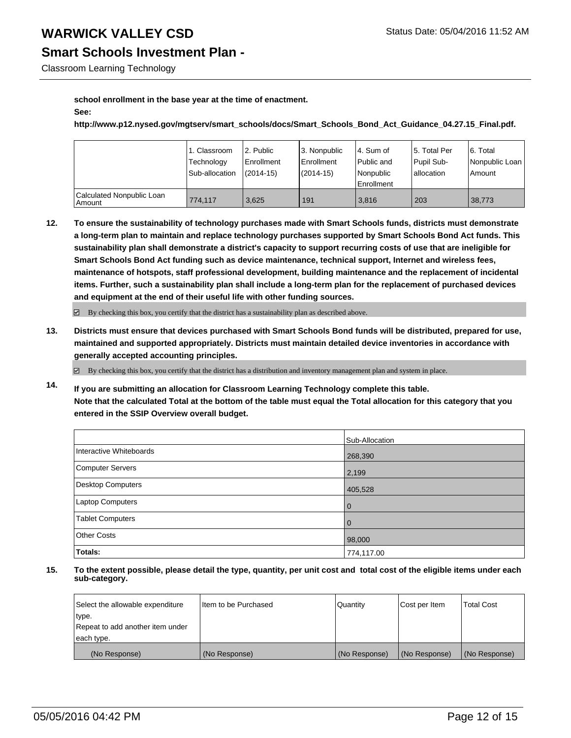**school enrollment in the base year at the time of enactment.**

**See:**

**http://www.p12.nysed.gov/mgtserv/smart_schools/docs/Smart_Schools_Bond_Act_Guidance_04.27.15_Final.pdf.**

| | 1. Classroom Technology Sub-allocation | 2. Public Enrollment (2014-15) | 3. Nonpublic Enrollment (2014-15) | 4. Sum of Public and Nonpublic Enrollment | 5. Total Per Pupil Sub-allocation | 6. Total Nonpublic Loan Amount |
|---|---|---|---|---|---|---|
| Calculated Nonpublic Loan Amount | 774,117 | 3,625 | 191 | 3,816 | 203 | 38,773 |

**12. To ensure the sustainability of technology purchases made with Smart Schools funds, districts must demonstrate a long-term plan to maintain and replace technology purchases supported by Smart Schools Bond Act funds. This sustainability plan shall demonstrate a district's capacity to support recurring costs of use that are ineligible for Smart Schools Bond Act funding such as device maintenance, technical support, Internet and wireless fees, maintenance of hotspots, staff professional development, building maintenance and the replacement of incidental items. Further, such a sustainability plan shall include a long-term plan for the replacement of purchased devices and equipment at the end of their useful life with other funding sources.**

☑ By checking this box, you certify that the district has a sustainability plan as described above.

**13. Districts must ensure that devices purchased with Smart Schools Bond funds will be distributed, prepared for use, maintained and supported appropriately. Districts must maintain detailed device inventories in accordance with generally accepted accounting principles.**

☑ By checking this box, you certify that the district has a distribution and inventory management plan and system in place.

**14. If you are submitting an allocation for Classroom Learning Technology complete this table. Note that the calculated Total at the bottom of the table must equal the Total allocation for this category that you entered in the SSIP Overview overall budget.**

| | Sub-Allocation |
|---|---|
| Interactive Whiteboards | 268,390 |
| Computer Servers | 2,199 |
| Desktop Computers | 405,528 |
| Laptop Computers | 0 |
| Tablet Computers | 0 |
| Other Costs | 98,000 |
| **Totals:** | 774,117.00 |

**15. To the extent possible, please detail the type, quantity, per unit cost and total cost of the eligible items under each sub-category.**

| Select the allowable expenditure type. Repeat to add another item under each type. | Item to be Purchased | Quantity | Cost per Item | Total Cost |
|---|---|---|---|---|
| (No Response) | (No Response) | (No Response) | (No Response) | (No Response) |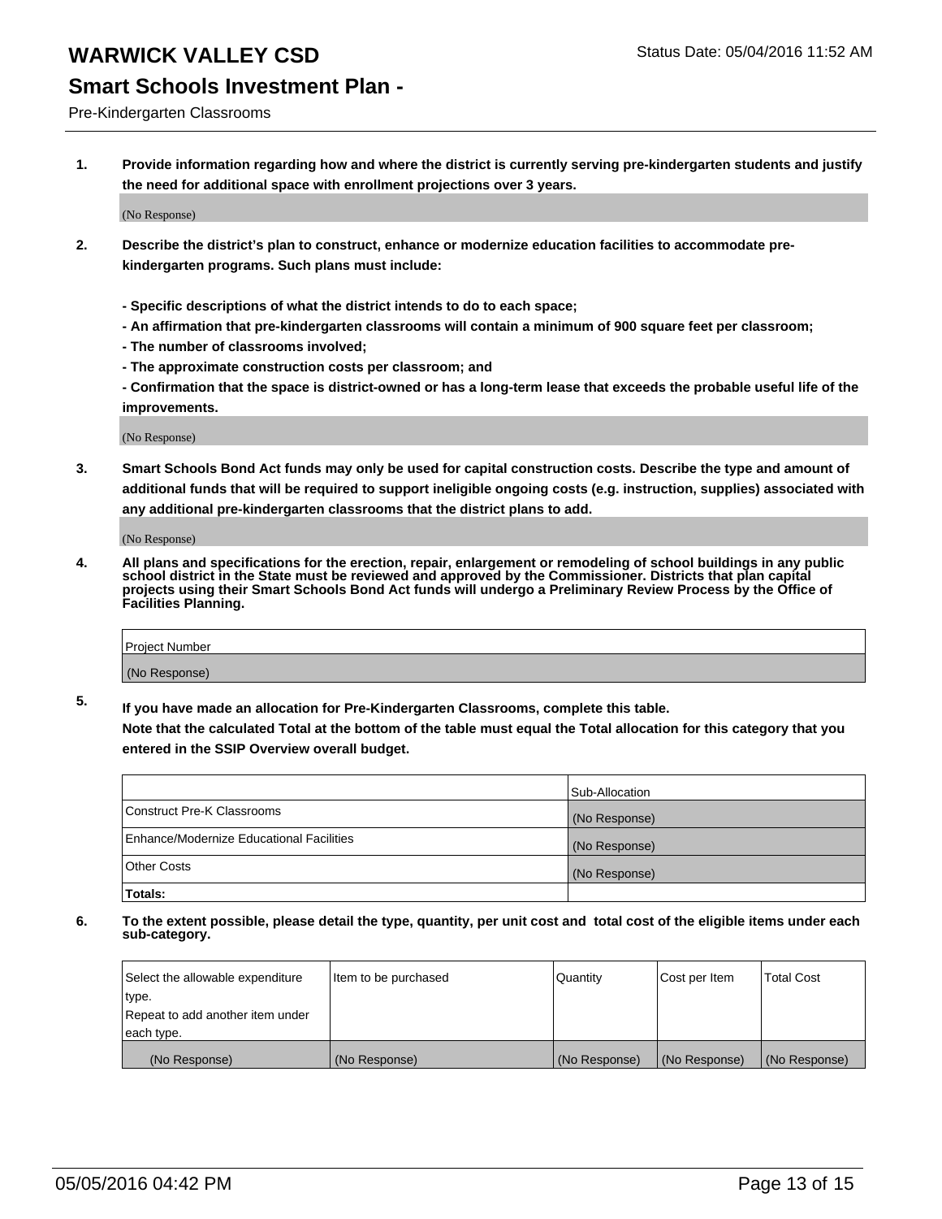# WARWICK VALLEY CSD

Status Date: 05/04/2016 11:52 AM

## Smart Schools Investment Plan -

Pre-Kindergarten Classrooms

**1. Provide information regarding how and where the district is currently serving pre-kindergarten students and justify the need for additional space with enrollment projections over 3 years.**

(No Response)

**2. Describe the district's plan to construct, enhance or modernize education facilities to accommodate pre-kindergarten programs. Such plans must include:**

**- Specific descriptions of what the district intends to do to each space;**
**- An affirmation that pre-kindergarten classrooms will contain a minimum of 900 square feet per classroom;**
**- The number of classrooms involved;**
**- The approximate construction costs per classroom; and**
**- Confirmation that the space is district-owned or has a long-term lease that exceeds the probable useful life of the improvements.**

(No Response)

**3. Smart Schools Bond Act funds may only be used for capital construction costs. Describe the type and amount of additional funds that will be required to support ineligible ongoing costs (e.g. instruction, supplies) associated with any additional pre-kindergarten classrooms that the district plans to add.**

(No Response)

**4. All plans and specifications for the erection, repair, enlargement or remodeling of school buildings in any public school district in the State must be reviewed and approved by the Commissioner. Districts that plan capital projects using their Smart Schools Bond Act funds will undergo a Preliminary Review Process by the Office of Facilities Planning.**

| Project Number |
| --- |
| (No Response) |

**5. If you have made an allocation for Pre-Kindergarten Classrooms, complete this table.**
**Note that the calculated Total at the bottom of the table must equal the Total allocation for this category that you entered in the SSIP Overview overall budget.**

| | Sub-Allocation |
| --- | --- |
| Construct Pre-K Classrooms | (No Response) |
| Enhance/Modernize Educational Facilities | (No Response) |
| Other Costs | (No Response) |
| **Totals:** | |

**6. To the extent possible, please detail the type, quantity, per unit cost and total cost of the eligible items under each sub-category.**

| Select the allowable expenditure type. Repeat to add another item under each type. | Item to be purchased | Quantity | Cost per Item | Total Cost |
| --- | --- | --- | --- | --- |
| (No Response) | (No Response) | (No Response) | (No Response) | (No Response) |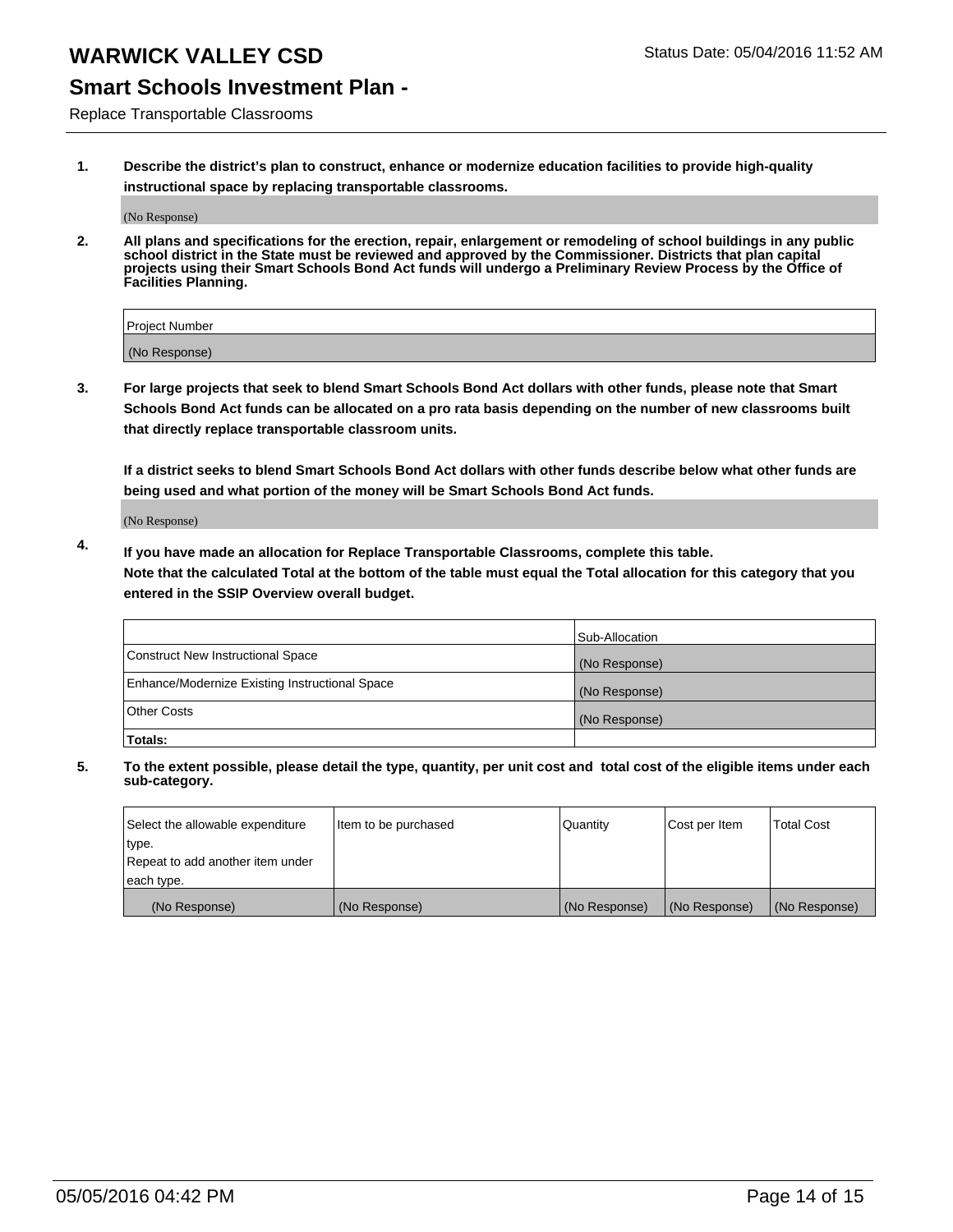# WARWICK VALLEY CSD

Status Date: 05/04/2016 11:52 AM

## Smart Schools Investment Plan -

Replace Transportable Classrooms

**1. Describe the district's plan to construct, enhance or modernize education facilities to provide high-quality instructional space by replacing transportable classrooms.**

(No Response)

**2. All plans and specifications for the erection, repair, enlargement or remodeling of school buildings in any public school district in the State must be reviewed and approved by the Commissioner. Districts that plan capital projects using their Smart Schools Bond Act funds will undergo a Preliminary Review Process by the Office of Facilities Planning.**

| Project Number |
|---|
| (No Response) |

**3. For large projects that seek to blend Smart Schools Bond Act dollars with other funds, please note that Smart Schools Bond Act funds can be allocated on a pro rata basis depending on the number of new classrooms built that directly replace transportable classroom units.**

**If a district seeks to blend Smart Schools Bond Act dollars with other funds describe below what other funds are being used and what portion of the money will be Smart Schools Bond Act funds.**

(No Response)

**4. If you have made an allocation for Replace Transportable Classrooms, complete this table. Note that the calculated Total at the bottom of the table must equal the Total allocation for this category that you entered in the SSIP Overview overall budget.**

| | Sub-Allocation |
|---|---|
| Construct New Instructional Space | (No Response) |
| Enhance/Modernize Existing Instructional Space | (No Response) |
| Other Costs | (No Response) |
| **Totals:** | |

**5. To the extent possible, please detail the type, quantity, per unit cost and total cost of the eligible items under each sub-category.**

| Select the allowable expenditure type. Repeat to add another item under each type. | Item to be purchased | Quantity | Cost per Item | Total Cost |
|---|---|---|---|---|
| (No Response) | (No Response) | (No Response) | (No Response) | (No Response) |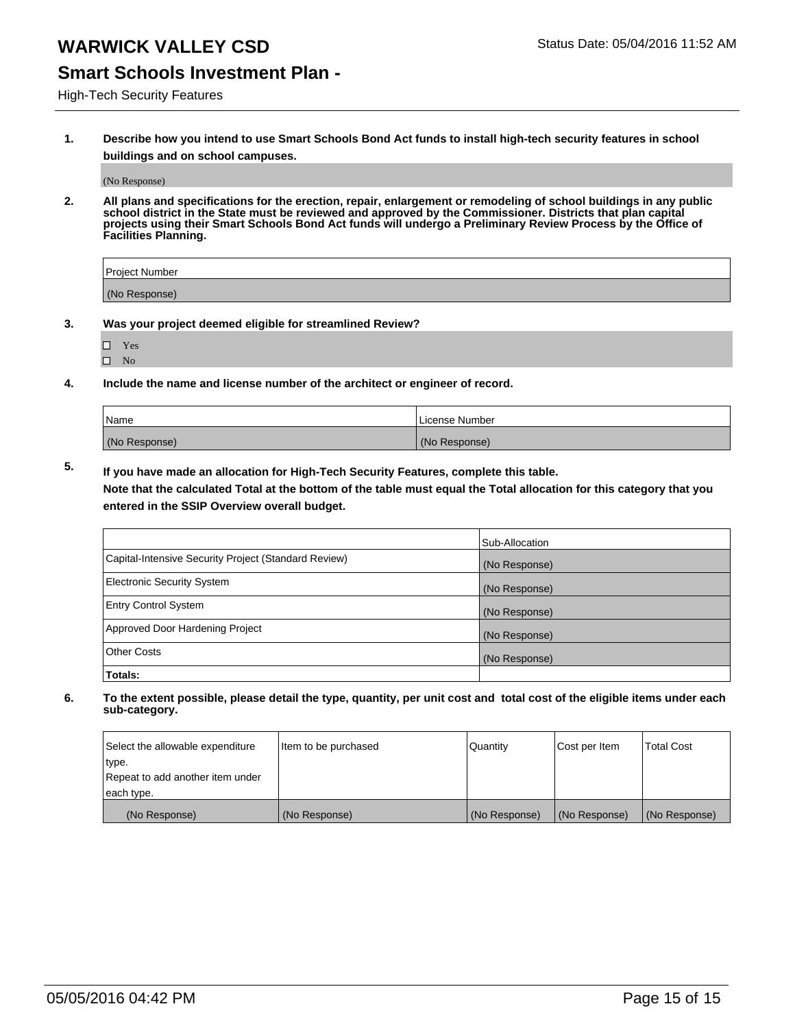# WARWICK VALLEY CSD

Status Date: 05/04/2016 11:52 AM

## Smart Schools Investment Plan -

High-Tech Security Features

**1. Describe how you intend to use Smart Schools Bond Act funds to install high-tech security features in school buildings and on school campuses.**

(No Response)

**2. All plans and specifications for the erection, repair, enlargement or remodeling of school buildings in any public school district in the State must be reviewed and approved by the Commissioner. Districts that plan capital projects using their Smart Schools Bond Act funds will undergo a Preliminary Review Process by the Office of Facilities Planning.**

| Project Number |
| --- |
| (No Response) |

**3. Was your project deemed eligible for streamlined Review?**

- ☐ Yes
- ☐ No

**4. Include the name and license number of the architect or engineer of record.**

| Name | License Number |
| --- | --- |
| (No Response) | (No Response) |

**5. If you have made an allocation for High-Tech Security Features, complete this table.**
**Note that the calculated Total at the bottom of the table must equal the Total allocation for this category that you entered in the SSIP Overview overall budget.**

| | Sub-Allocation |
| --- | --- |
| Capital-Intensive Security Project (Standard Review) | (No Response) |
| Electronic Security System | (No Response) |
| Entry Control System | (No Response) |
| Approved Door Hardening Project | (No Response) |
| Other Costs | (No Response) |
| **Totals:** | |

**6. To the extent possible, please detail the type, quantity, per unit cost and total cost of the eligible items under each sub-category.**

| Select the allowable expenditure type. Repeat to add another item under each type. | Item to be purchased | Quantity | Cost per Item | Total Cost |
| --- | --- | --- | --- | --- |
| (No Response) | (No Response) | (No Response) | (No Response) | (No Response) |